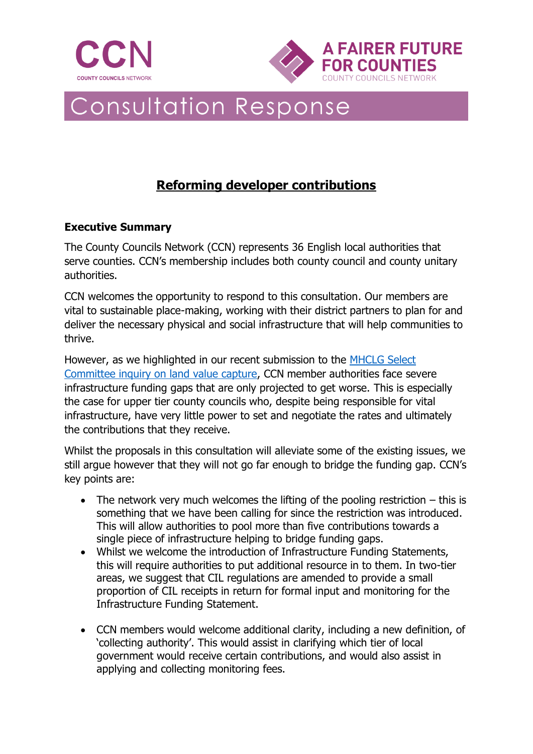CCN

COUNTY COUNCILS NETWORK

A FAIRER FUTURE FOR COUNTIES

COUNTY COUNCILS NETWORK

# Consultation Response

## Reforming developer contributions

### Executive Summary

The County Councils Network (CCN) represents 36 English local authorities that serve counties. CCN's membership includes both county council and county unitary authorities.

CCN welcomes the opportunity to respond to this consultation. Our members are vital to sustainable place-making, working with their district partners to plan for and deliver the necessary physical and social infrastructure that will help communities to thrive.

However, as we highlighted in our recent submission to the MHCLG Select Committee inquiry on land value capture, CCN member authorities face severe infrastructure funding gaps that are only projected to get worse. This is especially the case for upper tier county councils who, despite being responsible for vital infrastructure, have very little power to set and negotiate the rates and ultimately the contributions that they receive.

Whilst the proposals in this consultation will alleviate some of the existing issues, we still argue however that they will not go far enough to bridge the funding gap. CCN's key points are:

- The network very much welcomes the lifting of the pooling restriction – this is something that we have been calling for since the restriction was introduced. This will allow authorities to pool more than five contributions towards a single piece of infrastructure helping to bridge funding gaps.
- Whilst we welcome the introduction of Infrastructure Funding Statements, this will require authorities to put additional resource in to them. In two-tier areas, we suggest that CIL regulations are amended to provide a small proportion of CIL receipts in return for formal input and monitoring for the Infrastructure Funding Statement.
- CCN members would welcome additional clarity, including a new definition, of 'collecting authority'. This would assist in clarifying which tier of local government would receive certain contributions, and would also assist in applying and collecting monitoring fees.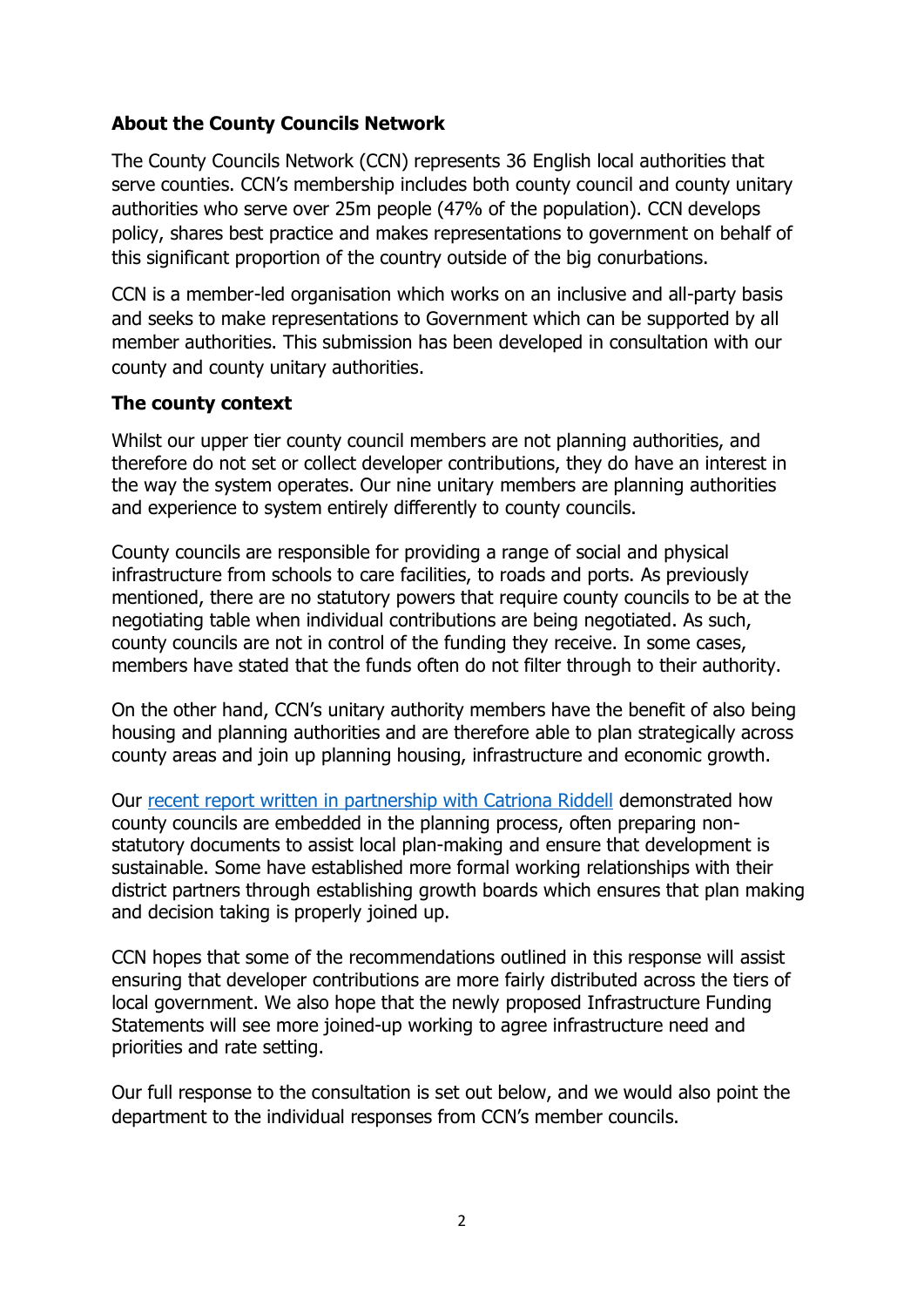**About the County Councils Network**

The County Councils Network (CCN) represents 36 English local authorities that serve counties. CCN's membership includes both county council and county unitary authorities who serve over 25m people (47% of the population). CCN develops policy, shares best practice and makes representations to government on behalf of this significant proportion of the country outside of the big conurbations.

CCN is a member-led organisation which works on an inclusive and all-party basis and seeks to make representations to Government which can be supported by all member authorities. This submission has been developed in consultation with our county and county unitary authorities.

**The county context**

Whilst our upper tier county council members are not planning authorities, and therefore do not set or collect developer contributions, they do have an interest in the way the system operates. Our nine unitary members are planning authorities and experience to system entirely differently to county councils.

County councils are responsible for providing a range of social and physical infrastructure from schools to care facilities, to roads and ports. As previously mentioned, there are no statutory powers that require county councils to be at the negotiating table when individual contributions are being negotiated. As such, county councils are not in control of the funding they receive. In some cases, members have stated that the funds often do not filter through to their authority.

On the other hand, CCN's unitary authority members have the benefit of also being housing and planning authorities and are therefore able to plan strategically across county areas and join up planning housing, infrastructure and economic growth.

Our recent report written in partnership with Catriona Riddell demonstrated how county councils are embedded in the planning process, often preparing non-statutory documents to assist local plan-making and ensure that development is sustainable. Some have established more formal working relationships with their district partners through establishing growth boards which ensures that plan making and decision taking is properly joined up.

CCN hopes that some of the recommendations outlined in this response will assist ensuring that developer contributions are more fairly distributed across the tiers of local government. We also hope that the newly proposed Infrastructure Funding Statements will see more joined-up working to agree infrastructure need and priorities and rate setting.

Our full response to the consultation is set out below, and we would also point the department to the individual responses from CCN's member councils.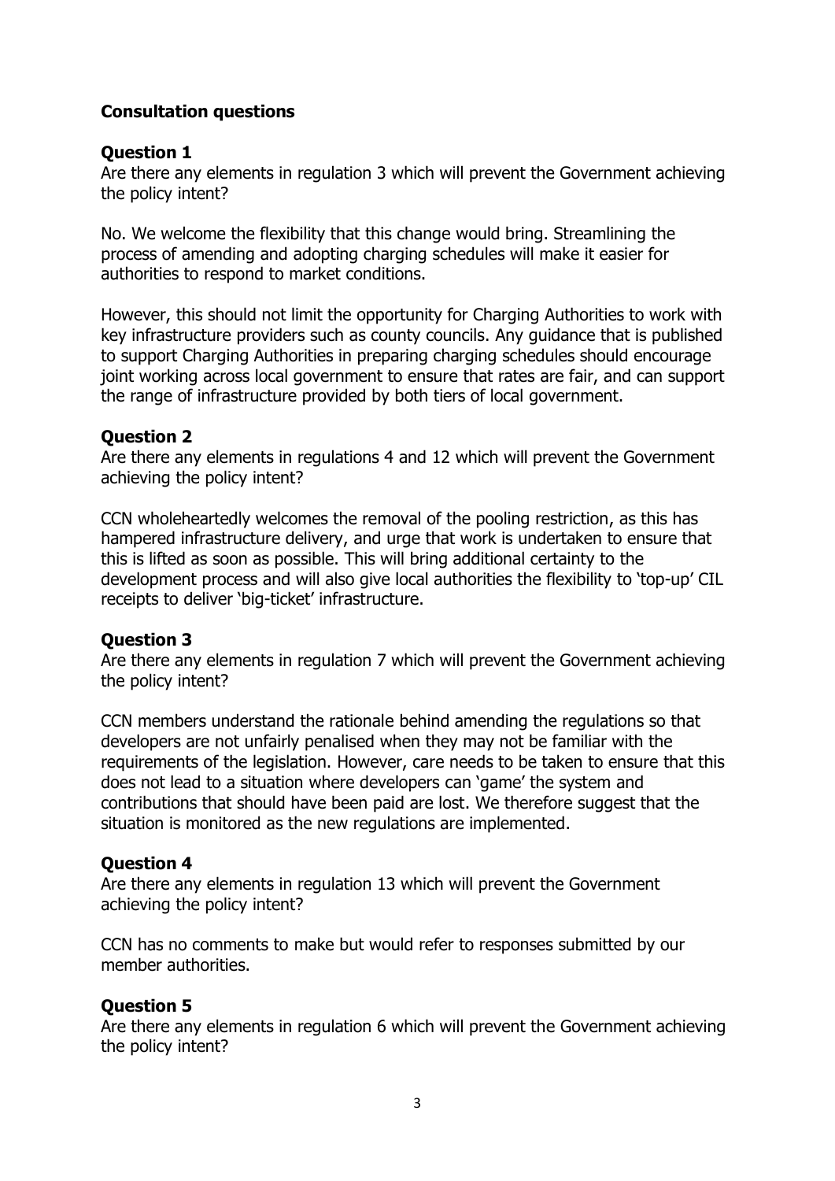## Consultation questions

### Question 1

Are there any elements in regulation 3 which will prevent the Government achieving the policy intent?

No. We welcome the flexibility that this change would bring. Streamlining the process of amending and adopting charging schedules will make it easier for authorities to respond to market conditions.

However, this should not limit the opportunity for Charging Authorities to work with key infrastructure providers such as county councils. Any guidance that is published to support Charging Authorities in preparing charging schedules should encourage joint working across local government to ensure that rates are fair, and can support the range of infrastructure provided by both tiers of local government.

### Question 2

Are there any elements in regulations 4 and 12 which will prevent the Government achieving the policy intent?

CCN wholeheartedly welcomes the removal of the pooling restriction, as this has hampered infrastructure delivery, and urge that work is undertaken to ensure that this is lifted as soon as possible. This will bring additional certainty to the development process and will also give local authorities the flexibility to 'top-up' CIL receipts to deliver 'big-ticket' infrastructure.

### Question 3

Are there any elements in regulation 7 which will prevent the Government achieving the policy intent?

CCN members understand the rationale behind amending the regulations so that developers are not unfairly penalised when they may not be familiar with the requirements of the legislation. However, care needs to be taken to ensure that this does not lead to a situation where developers can 'game' the system and contributions that should have been paid are lost. We therefore suggest that the situation is monitored as the new regulations are implemented.

### Question 4

Are there any elements in regulation 13 which will prevent the Government achieving the policy intent?

CCN has no comments to make but would refer to responses submitted by our member authorities.

### Question 5

Are there any elements in regulation 6 which will prevent the Government achieving the policy intent?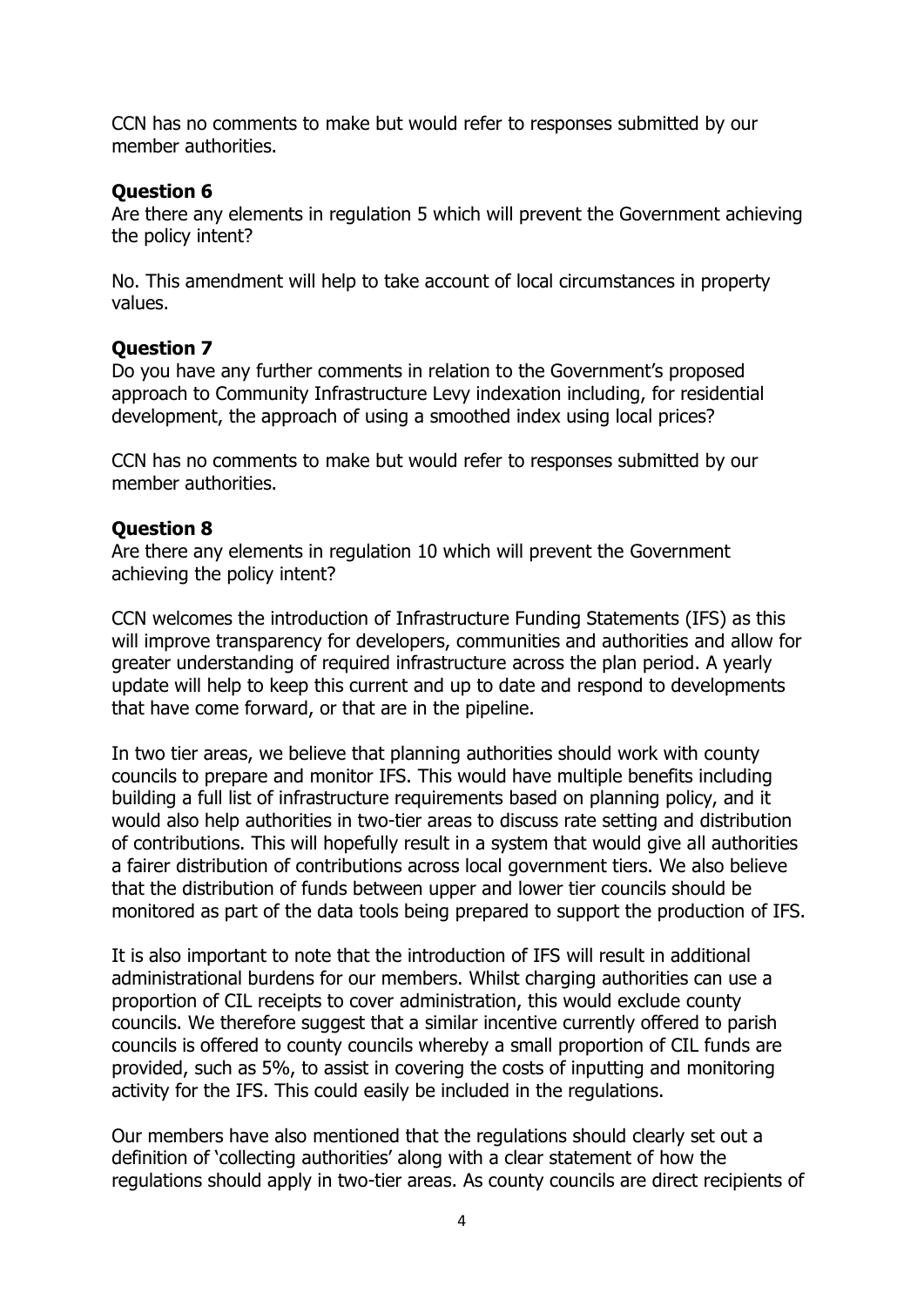CCN has no comments to make but would refer to responses submitted by our member authorities.

**Question 6**

Are there any elements in regulation 5 which will prevent the Government achieving the policy intent?

No. This amendment will help to take account of local circumstances in property values.

**Question 7**

Do you have any further comments in relation to the Government's proposed approach to Community Infrastructure Levy indexation including, for residential development, the approach of using a smoothed index using local prices?

CCN has no comments to make but would refer to responses submitted by our member authorities.

**Question 8**

Are there any elements in regulation 10 which will prevent the Government achieving the policy intent?

CCN welcomes the introduction of Infrastructure Funding Statements (IFS) as this will improve transparency for developers, communities and authorities and allow for greater understanding of required infrastructure across the plan period. A yearly update will help to keep this current and up to date and respond to developments that have come forward, or that are in the pipeline.

In two tier areas, we believe that planning authorities should work with county councils to prepare and monitor IFS. This would have multiple benefits including building a full list of infrastructure requirements based on planning policy, and it would also help authorities in two-tier areas to discuss rate setting and distribution of contributions. This will hopefully result in a system that would give all authorities a fairer distribution of contributions across local government tiers. We also believe that the distribution of funds between upper and lower tier councils should be monitored as part of the data tools being prepared to support the production of IFS.

It is also important to note that the introduction of IFS will result in additional administrational burdens for our members. Whilst charging authorities can use a proportion of CIL receipts to cover administration, this would exclude county councils. We therefore suggest that a similar incentive currently offered to parish councils is offered to county councils whereby a small proportion of CIL funds are provided, such as 5%, to assist in covering the costs of inputting and monitoring activity for the IFS. This could easily be included in the regulations.

Our members have also mentioned that the regulations should clearly set out a definition of 'collecting authorities' along with a clear statement of how the regulations should apply in two-tier areas. As county councils are direct recipients of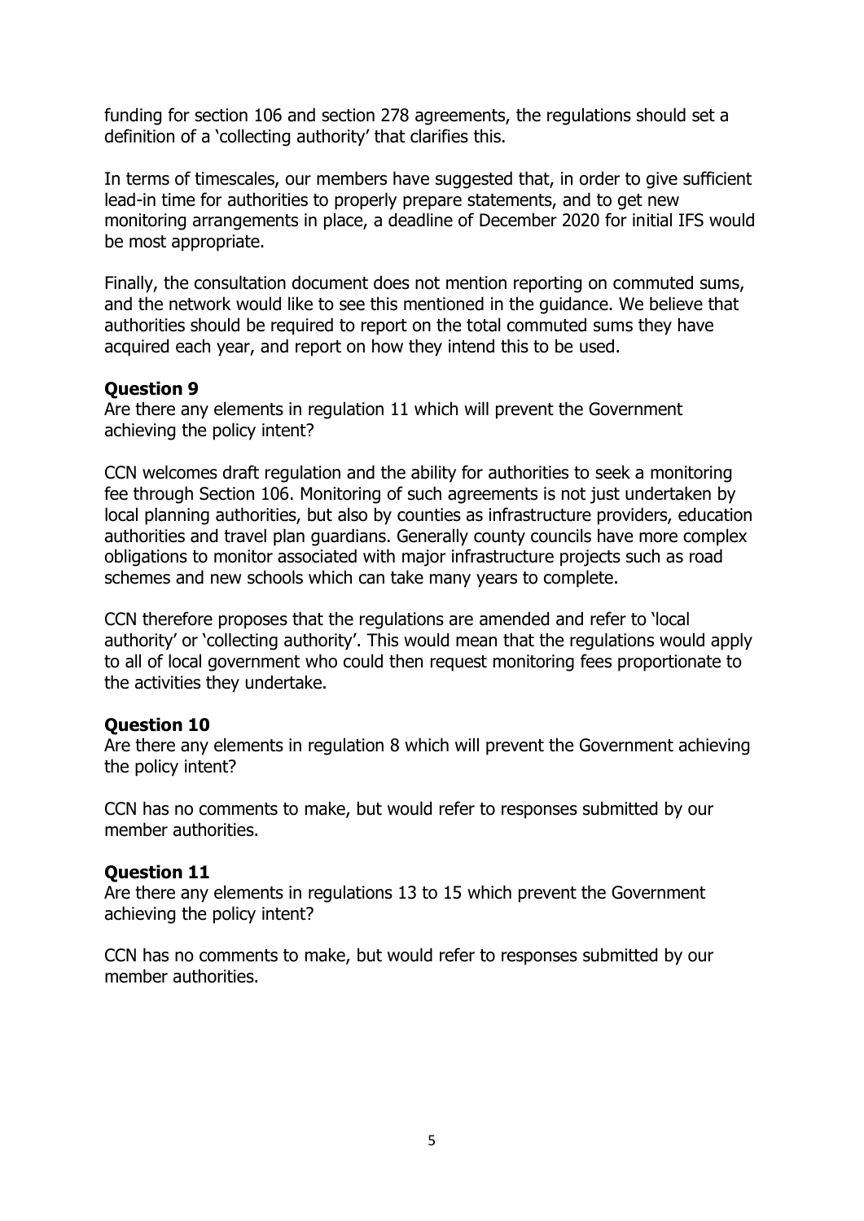funding for section 106 and section 278 agreements, the regulations should set a definition of a 'collecting authority' that clarifies this.

In terms of timescales, our members have suggested that, in order to give sufficient lead-in time for authorities to properly prepare statements, and to get new monitoring arrangements in place, a deadline of December 2020 for initial IFS would be most appropriate.

Finally, the consultation document does not mention reporting on commuted sums, and the network would like to see this mentioned in the guidance. We believe that authorities should be required to report on the total commuted sums they have acquired each year, and report on how they intend this to be used.

**Question 9**
Are there any elements in regulation 11 which will prevent the Government achieving the policy intent?

CCN welcomes draft regulation and the ability for authorities to seek a monitoring fee through Section 106. Monitoring of such agreements is not just undertaken by local planning authorities, but also by counties as infrastructure providers, education authorities and travel plan guardians. Generally county councils have more complex obligations to monitor associated with major infrastructure projects such as road schemes and new schools which can take many years to complete.

CCN therefore proposes that the regulations are amended and refer to 'local authority' or 'collecting authority'. This would mean that the regulations would apply to all of local government who could then request monitoring fees proportionate to the activities they undertake.

**Question 10**
Are there any elements in regulation 8 which will prevent the Government achieving the policy intent?

CCN has no comments to make, but would refer to responses submitted by our member authorities.

**Question 11**
Are there any elements in regulations 13 to 15 which prevent the Government achieving the policy intent?

CCN has no comments to make, but would refer to responses submitted by our member authorities.